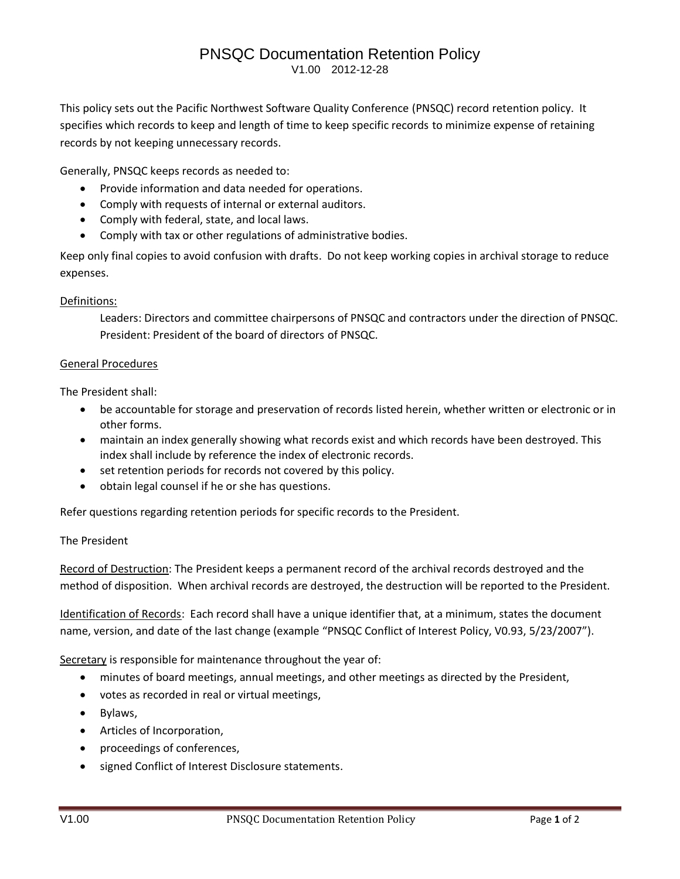# PNSQC Documentation Retention Policy

V1.00 2012-12-28

This policy sets out the Pacific Northwest Software Quality Conference (PNSQC) record retention policy. It specifies which records to keep and length of time to keep specific records to minimize expense of retaining records by not keeping unnecessary records.

Generally, PNSQC keeps records as needed to:

- Provide information and data needed for operations.
- Comply with requests of internal or external auditors.
- Comply with federal, state, and local laws.
- Comply with tax or other regulations of administrative bodies.

Keep only final copies to avoid confusion with drafts. Do not keep working copies in archival storage to reduce expenses.

<u>Definitions:</u>

> Leaders: Directors and committee chairpersons of PNSQC and contractors under the direction of PNSQC.
> President: President of the board of directors of PNSQC.

<u>General Procedures</u>

The President shall:

- be accountable for storage and preservation of records listed herein, whether written or electronic or in other forms.
- maintain an index generally showing what records exist and which records have been destroyed. This index shall include by reference the index of electronic records.
- set retention periods for records not covered by this policy.
- obtain legal counsel if he or she has questions.

Refer questions regarding retention periods for specific records to the President.

The President

<u>Record of Destruction</u>: The President keeps a permanent record of the archival records destroyed and the method of disposition. When archival records are destroyed, the destruction will be reported to the President.

<u>Identification of Records</u>: Each record shall have a unique identifier that, at a minimum, states the document name, version, and date of the last change (example "PNSQC Conflict of Interest Policy, V0.93, 5/23/2007").

<u>Secretary</u> is responsible for maintenance throughout the year of:

- minutes of board meetings, annual meetings, and other meetings as directed by the President,
- votes as recorded in real or virtual meetings,
- Bylaws,
- Articles of Incorporation,
- proceedings of conferences,
- signed Conflict of Interest Disclosure statements.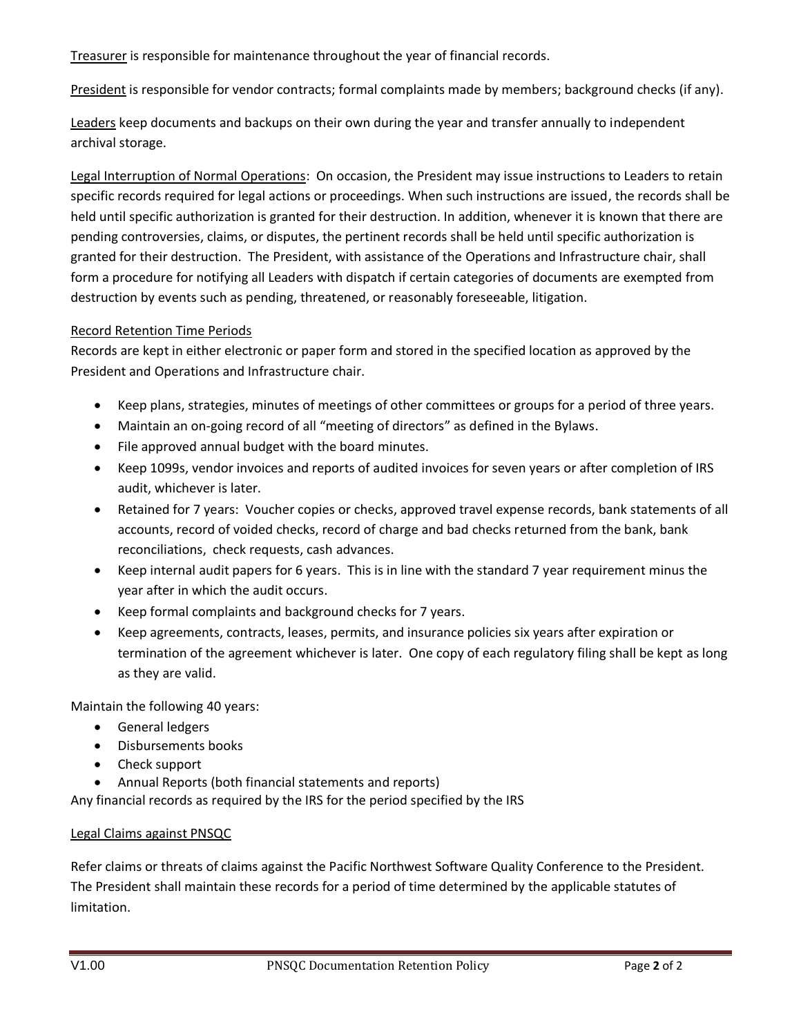<u>Treasurer</u> is responsible for maintenance throughout the year of financial records.

<u>President</u> is responsible for vendor contracts; formal complaints made by members; background checks (if any).

<u>Leaders</u> keep documents and backups on their own during the year and transfer annually to independent archival storage.

<u>Legal Interruption of Normal Operations</u>: On occasion, the President may issue instructions to Leaders to retain specific records required for legal actions or proceedings. When such instructions are issued, the records shall be held until specific authorization is granted for their destruction. In addition, whenever it is known that there are pending controversies, claims, or disputes, the pertinent records shall be held until specific authorization is granted for their destruction. The President, with assistance of the Operations and Infrastructure chair, shall form a procedure for notifying all Leaders with dispatch if certain categories of documents are exempted from destruction by events such as pending, threatened, or reasonably foreseeable, litigation.

<u>Record Retention Time Periods</u>

Records are kept in either electronic or paper form and stored in the specified location as approved by the President and Operations and Infrastructure chair.

- Keep plans, strategies, minutes of meetings of other committees or groups for a period of three years.
- Maintain an on-going record of all "meeting of directors" as defined in the Bylaws.
- File approved annual budget with the board minutes.
- Keep 1099s, vendor invoices and reports of audited invoices for seven years or after completion of IRS audit, whichever is later.
- Retained for 7 years: Voucher copies or checks, approved travel expense records, bank statements of all accounts, record of voided checks, record of charge and bad checks returned from the bank, bank reconciliations, check requests, cash advances.
- Keep internal audit papers for 6 years. This is in line with the standard 7 year requirement minus the year after in which the audit occurs.
- Keep formal complaints and background checks for 7 years.
- Keep agreements, contracts, leases, permits, and insurance policies six years after expiration or termination of the agreement whichever is later. One copy of each regulatory filing shall be kept as long as they are valid.

Maintain the following 40 years:

- General ledgers
- Disbursements books
- Check support
- Annual Reports (both financial statements and reports)

Any financial records as required by the IRS for the period specified by the IRS

<u>Legal Claims against PNSQC</u>

Refer claims or threats of claims against the Pacific Northwest Software Quality Conference to the President. The President shall maintain these records for a period of time determined by the applicable statutes of limitation.